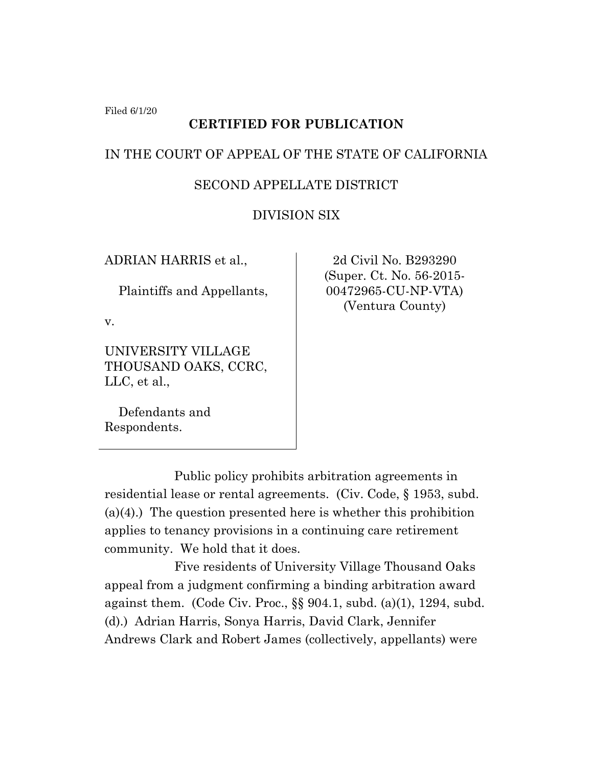Filed 6/1/20

**CERTIFIED FOR PUBLICATION**

IN THE COURT OF APPEAL OF THE STATE OF CALIFORNIA

SECOND APPELLATE DISTRICT

DIVISION SIX

ADRIAN HARRIS et al.,

Plaintiffs and Appellants,

v.

UNIVERSITY VILLAGE THOUSAND OAKS, CCRC, LLC, et al.,

Defendants and Respondents.

2d Civil No. B293290
(Super. Ct. No. 56-2015-00472965-CU-NP-VTA)
(Ventura County)

Public policy prohibits arbitration agreements in residential lease or rental agreements. (Civ. Code, § 1953, subd. (a)(4).) The question presented here is whether this prohibition applies to tenancy provisions in a continuing care retirement community. We hold that it does.

Five residents of University Village Thousand Oaks appeal from a judgment confirming a binding arbitration award against them. (Code Civ. Proc., §§ 904.1, subd. (a)(1), 1294, subd. (d).) Adrian Harris, Sonya Harris, David Clark, Jennifer Andrews Clark and Robert James (collectively, appellants) were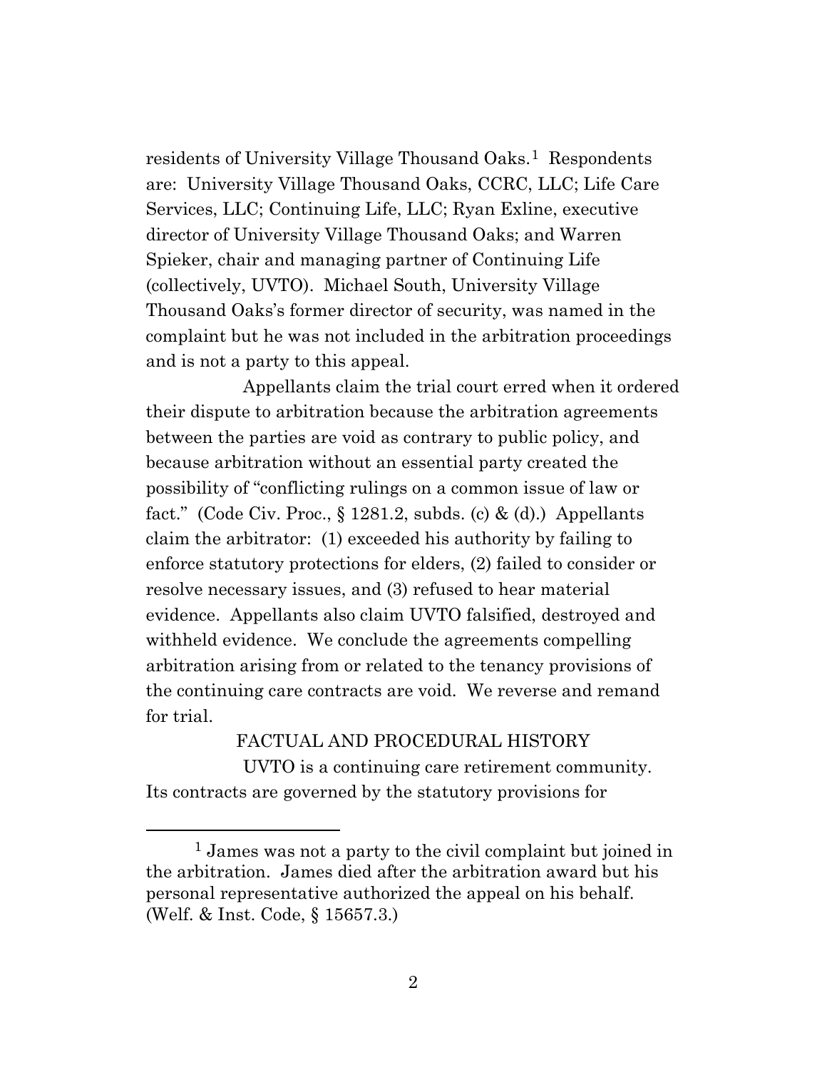residents of University Village Thousand Oaks.[1] Respondents are: University Village Thousand Oaks, CCRC, LLC; Life Care Services, LLC; Continuing Life, LLC; Ryan Exline, executive director of University Village Thousand Oaks; and Warren Spieker, chair and managing partner of Continuing Life (collectively, UVTO). Michael South, University Village Thousand Oaks's former director of security, was named in the complaint but he was not included in the arbitration proceedings and is not a party to this appeal.

Appellants claim the trial court erred when it ordered their dispute to arbitration because the arbitration agreements between the parties are void as contrary to public policy, and because arbitration without an essential party created the possibility of "conflicting rulings on a common issue of law or fact." (Code Civ. Proc., § 1281.2, subds. (c) & (d).) Appellants claim the arbitrator: (1) exceeded his authority by failing to enforce statutory protections for elders, (2) failed to consider or resolve necessary issues, and (3) refused to hear material evidence. Appellants also claim UVTO falsified, destroyed and withheld evidence. We conclude the agreements compelling arbitration arising from or related to the tenancy provisions of the continuing care contracts are void. We reverse and remand for trial.

## FACTUAL AND PROCEDURAL HISTORY

UVTO is a continuing care retirement community. Its contracts are governed by the statutory provisions for

---

[1] James was not a party to the civil complaint but joined in the arbitration. James died after the arbitration award but his personal representative authorized the appeal on his behalf. (Welf. & Inst. Code, § 15657.3.)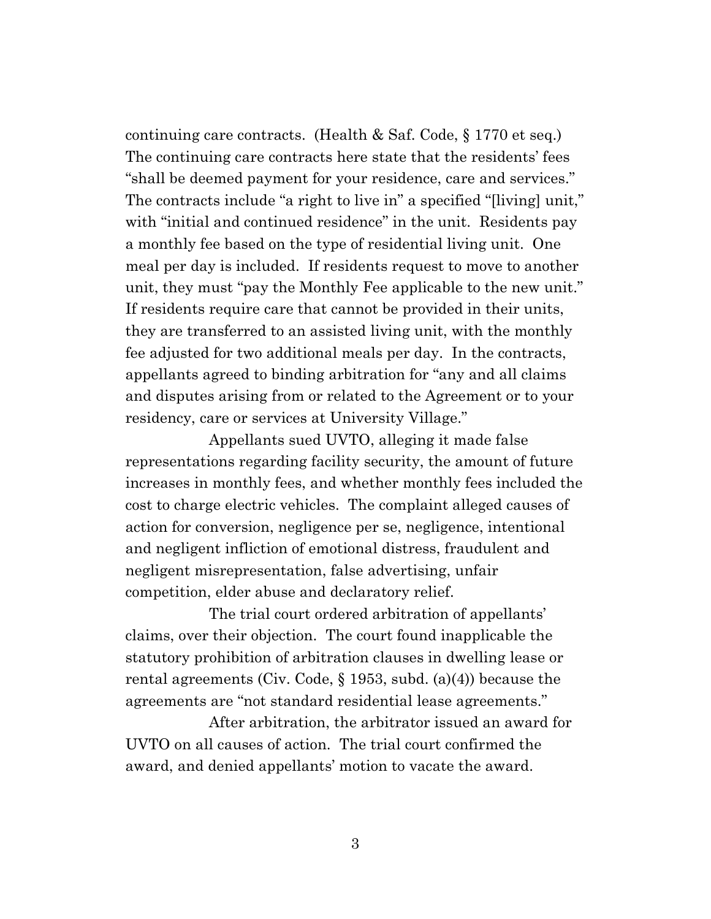continuing care contracts. (Health & Saf. Code, § 1770 et seq.) The continuing care contracts here state that the residents' fees "shall be deemed payment for your residence, care and services." The contracts include "a right to live in" a specified "[living] unit," with "initial and continued residence" in the unit. Residents pay a monthly fee based on the type of residential living unit. One meal per day is included. If residents request to move to another unit, they must "pay the Monthly Fee applicable to the new unit." If residents require care that cannot be provided in their units, they are transferred to an assisted living unit, with the monthly fee adjusted for two additional meals per day. In the contracts, appellants agreed to binding arbitration for "any and all claims and disputes arising from or related to the Agreement or to your residency, care or services at University Village."

Appellants sued UVTO, alleging it made false representations regarding facility security, the amount of future increases in monthly fees, and whether monthly fees included the cost to charge electric vehicles. The complaint alleged causes of action for conversion, negligence per se, negligence, intentional and negligent infliction of emotional distress, fraudulent and negligent misrepresentation, false advertising, unfair competition, elder abuse and declaratory relief.

The trial court ordered arbitration of appellants' claims, over their objection. The court found inapplicable the statutory prohibition of arbitration clauses in dwelling lease or rental agreements (Civ. Code, § 1953, subd. (a)(4)) because the agreements are "not standard residential lease agreements."

After arbitration, the arbitrator issued an award for UVTO on all causes of action. The trial court confirmed the award, and denied appellants' motion to vacate the award.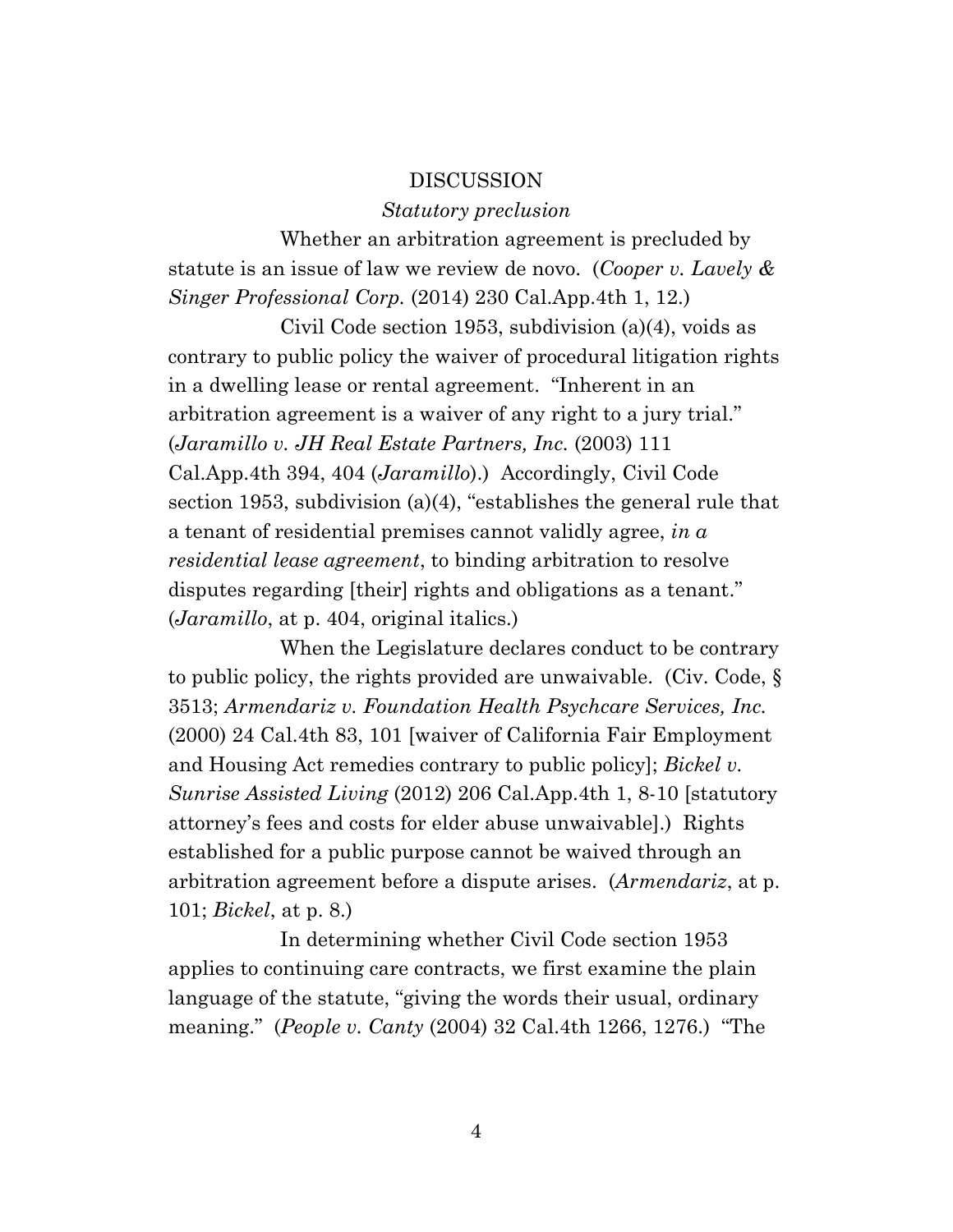## DISCUSSION

### *Statutory preclusion*

Whether an arbitration agreement is precluded by statute is an issue of law we review de novo. (*Cooper v. Lavely & Singer Professional Corp.* (2014) 230 Cal.App.4th 1, 12.)

Civil Code section 1953, subdivision (a)(4), voids as contrary to public policy the waiver of procedural litigation rights in a dwelling lease or rental agreement. "Inherent in an arbitration agreement is a waiver of any right to a jury trial." (*Jaramillo v. JH Real Estate Partners, Inc.* (2003) 111 Cal.App.4th 394, 404 (*Jaramillo*).) Accordingly, Civil Code section 1953, subdivision (a)(4), "establishes the general rule that a tenant of residential premises cannot validly agree, *in a residential lease agreement*, to binding arbitration to resolve disputes regarding [their] rights and obligations as a tenant." (*Jaramillo*, at p. 404, original italics.)

When the Legislature declares conduct to be contrary to public policy, the rights provided are unwaivable. (Civ. Code, § 3513; *Armendariz v. Foundation Health Psychcare Services, Inc.* (2000) 24 Cal.4th 83, 101 [waiver of California Fair Employment and Housing Act remedies contrary to public policy]; *Bickel v. Sunrise Assisted Living* (2012) 206 Cal.App.4th 1, 8-10 [statutory attorney's fees and costs for elder abuse unwaivable].) Rights established for a public purpose cannot be waived through an arbitration agreement before a dispute arises. (*Armendariz*, at p. 101; *Bickel*, at p. 8.)

In determining whether Civil Code section 1953 applies to continuing care contracts, we first examine the plain language of the statute, "giving the words their usual, ordinary meaning." (*People v. Canty* (2004) 32 Cal.4th 1266, 1276.) "The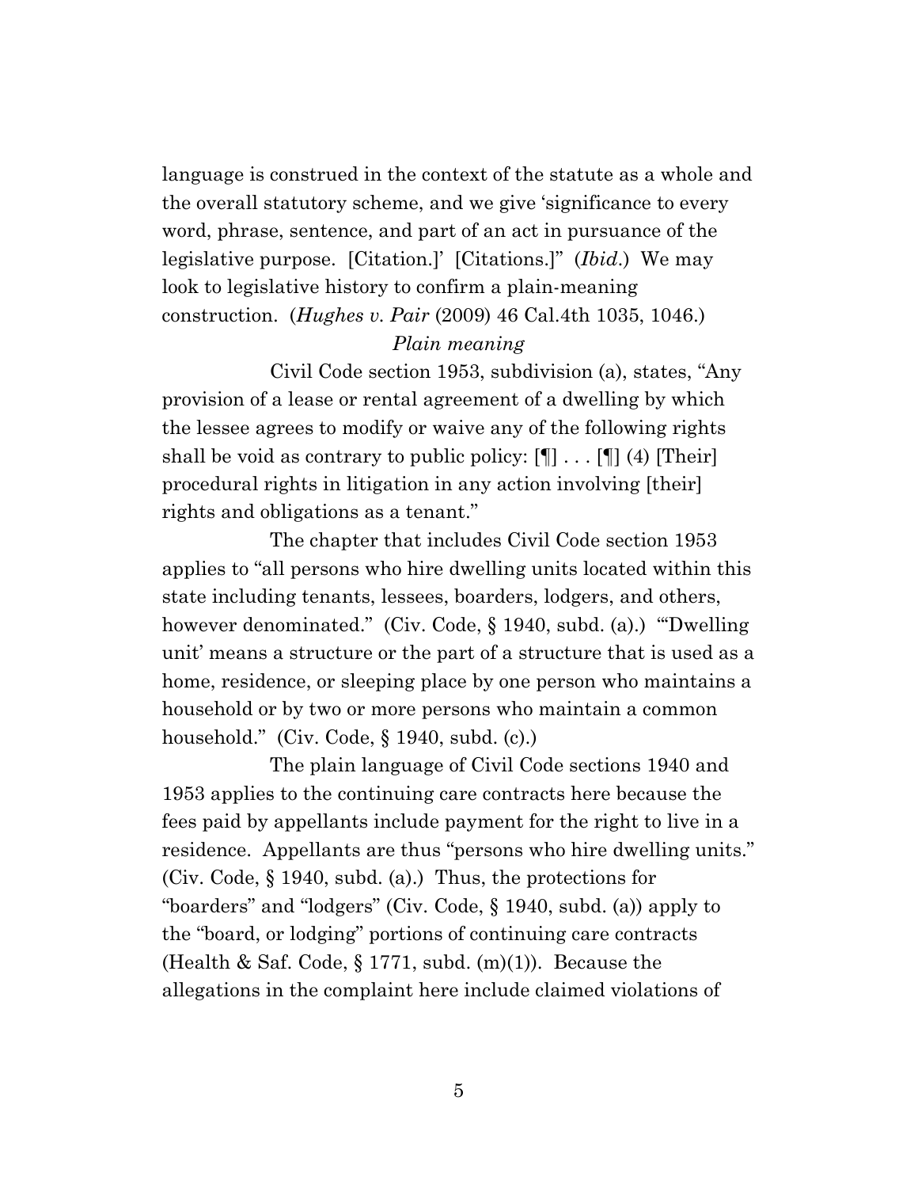language is construed in the context of the statute as a whole and the overall statutory scheme, and we give 'significance to every word, phrase, sentence, and part of an act in pursuance of the legislative purpose. [Citation.]' [Citations.]" (*Ibid*.) We may look to legislative history to confirm a plain-meaning construction. (*Hughes v. Pair* (2009) 46 Cal.4th 1035, 1046.)

*Plain meaning*

Civil Code section 1953, subdivision (a), states, "Any provision of a lease or rental agreement of a dwelling by which the lessee agrees to modify or waive any of the following rights shall be void as contrary to public policy: [¶] . . . [¶] (4) [Their] procedural rights in litigation in any action involving [their] rights and obligations as a tenant."

The chapter that includes Civil Code section 1953 applies to "all persons who hire dwelling units located within this state including tenants, lessees, boarders, lodgers, and others, however denominated." (Civ. Code, § 1940, subd. (a).) "'Dwelling unit' means a structure or the part of a structure that is used as a home, residence, or sleeping place by one person who maintains a household or by two or more persons who maintain a common household." (Civ. Code, § 1940, subd. (c).)

The plain language of Civil Code sections 1940 and 1953 applies to the continuing care contracts here because the fees paid by appellants include payment for the right to live in a residence. Appellants are thus "persons who hire dwelling units." (Civ. Code, § 1940, subd. (a).) Thus, the protections for "boarders" and "lodgers" (Civ. Code, § 1940, subd. (a)) apply to the "board, or lodging" portions of continuing care contracts (Health & Saf. Code, § 1771, subd. (m)(1)). Because the allegations in the complaint here include claimed violations of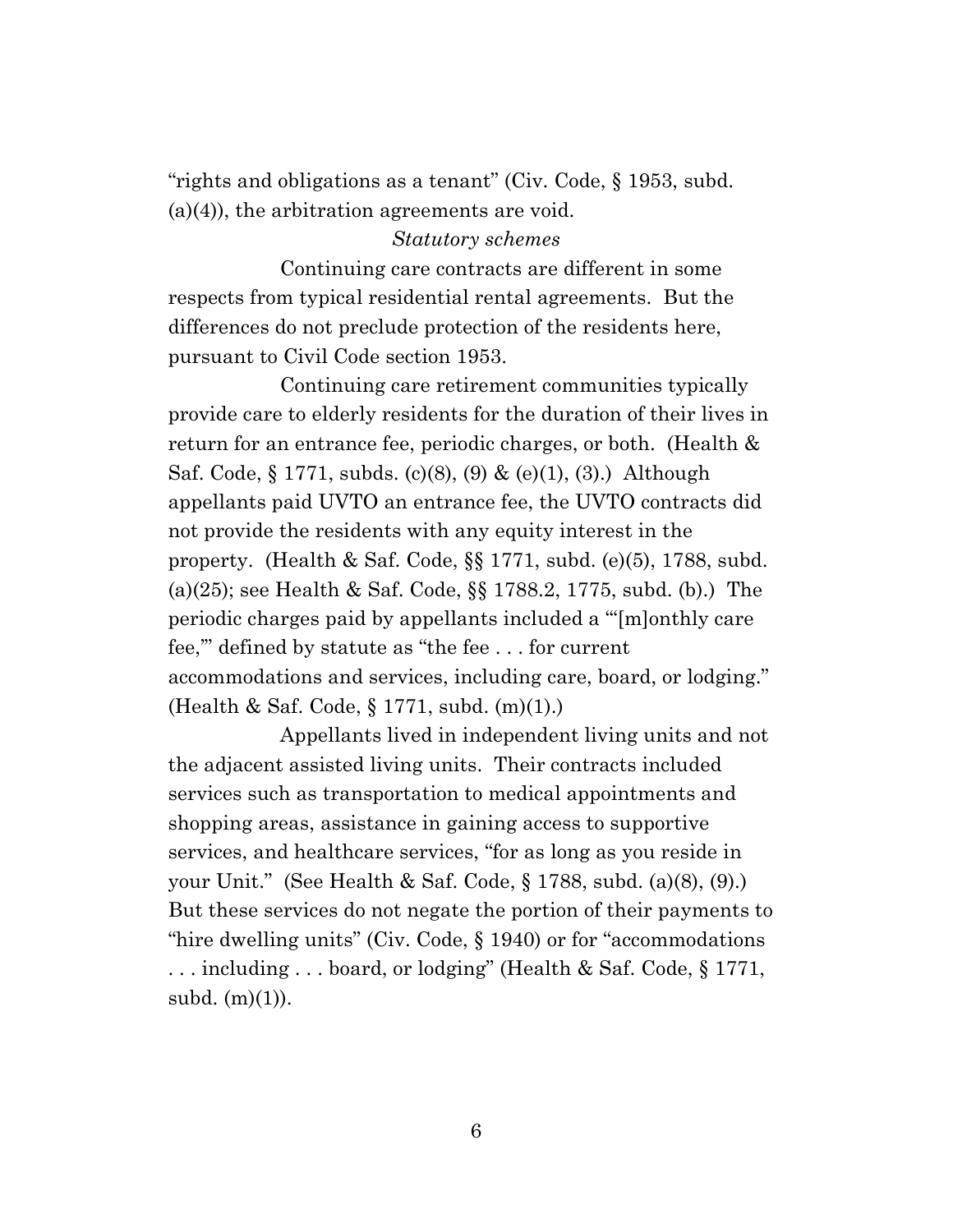"rights and obligations as a tenant" (Civ. Code, § 1953, subd. (a)(4)), the arbitration agreements are void.

*Statutory schemes*

Continuing care contracts are different in some respects from typical residential rental agreements. But the differences do not preclude protection of the residents here, pursuant to Civil Code section 1953.

Continuing care retirement communities typically provide care to elderly residents for the duration of their lives in return for an entrance fee, periodic charges, or both. (Health & Saf. Code, § 1771, subds. (c)(8), (9) & (e)(1), (3).) Although appellants paid UVTO an entrance fee, the UVTO contracts did not provide the residents with any equity interest in the property. (Health & Saf. Code, §§ 1771, subd. (e)(5), 1788, subd. (a)(25); see Health & Saf. Code, §§ 1788.2, 1775, subd. (b).) The periodic charges paid by appellants included a "'[m]onthly care fee,'" defined by statute as "the fee . . . for current accommodations and services, including care, board, or lodging." (Health & Saf. Code, § 1771, subd. (m)(1).)

Appellants lived in independent living units and not the adjacent assisted living units. Their contracts included services such as transportation to medical appointments and shopping areas, assistance in gaining access to supportive services, and healthcare services, "for as long as you reside in your Unit." (See Health & Saf. Code, § 1788, subd. (a)(8), (9).) But these services do not negate the portion of their payments to "hire dwelling units" (Civ. Code, § 1940) or for "accommodations . . . including . . . board, or lodging" (Health & Saf. Code, § 1771, subd. (m)(1)).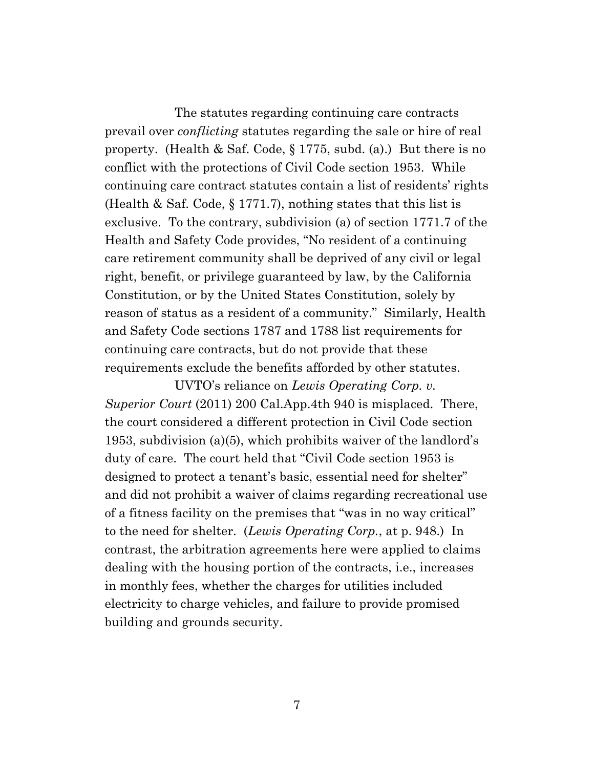The statutes regarding continuing care contracts prevail over *conflicting* statutes regarding the sale or hire of real property. (Health & Saf. Code, § 1775, subd. (a).) But there is no conflict with the protections of Civil Code section 1953. While continuing care contract statutes contain a list of residents' rights (Health & Saf. Code, § 1771.7), nothing states that this list is exclusive. To the contrary, subdivision (a) of section 1771.7 of the Health and Safety Code provides, "No resident of a continuing care retirement community shall be deprived of any civil or legal right, benefit, or privilege guaranteed by law, by the California Constitution, or by the United States Constitution, solely by reason of status as a resident of a community." Similarly, Health and Safety Code sections 1787 and 1788 list requirements for continuing care contracts, but do not provide that these requirements exclude the benefits afforded by other statutes.

UVTO's reliance on *Lewis Operating Corp. v. Superior Court* (2011) 200 Cal.App.4th 940 is misplaced. There, the court considered a different protection in Civil Code section 1953, subdivision (a)(5), which prohibits waiver of the landlord's duty of care. The court held that "Civil Code section 1953 is designed to protect a tenant's basic, essential need for shelter" and did not prohibit a waiver of claims regarding recreational use of a fitness facility on the premises that "was in no way critical" to the need for shelter. (*Lewis Operating Corp.*, at p. 948.) In contrast, the arbitration agreements here were applied to claims dealing with the housing portion of the contracts, i.e., increases in monthly fees, whether the charges for utilities included electricity to charge vehicles, and failure to provide promised building and grounds security.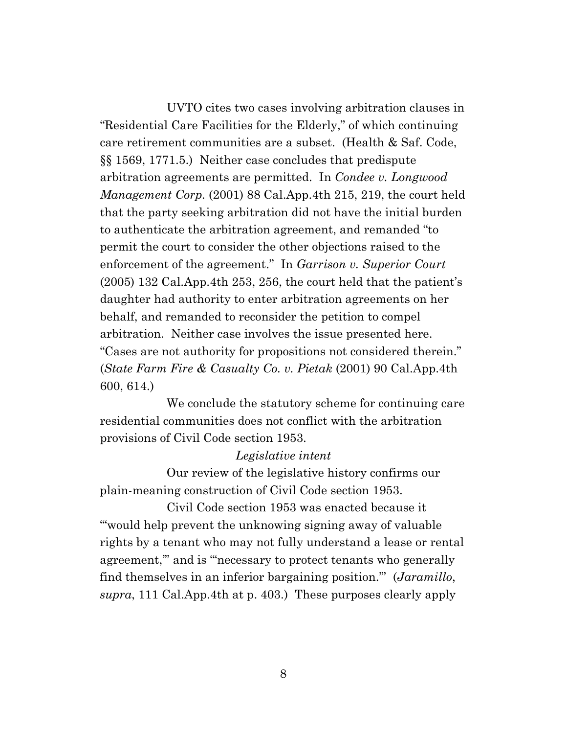UVTO cites two cases involving arbitration clauses in "Residential Care Facilities for the Elderly," of which continuing care retirement communities are a subset. (Health & Saf. Code, §§ 1569, 1771.5.) Neither case concludes that predispute arbitration agreements are permitted. In *Condee v. Longwood Management Corp.* (2001) 88 Cal.App.4th 215, 219, the court held that the party seeking arbitration did not have the initial burden to authenticate the arbitration agreement, and remanded "to permit the court to consider the other objections raised to the enforcement of the agreement." In *Garrison v. Superior Court* (2005) 132 Cal.App.4th 253, 256, the court held that the patient's daughter had authority to enter arbitration agreements on her behalf, and remanded to reconsider the petition to compel arbitration. Neither case involves the issue presented here. "Cases are not authority for propositions not considered therein." (*State Farm Fire & Casualty Co. v. Pietak* (2001) 90 Cal.App.4th 600, 614.)

We conclude the statutory scheme for continuing care residential communities does not conflict with the arbitration provisions of Civil Code section 1953.

*Legislative intent*

Our review of the legislative history confirms our plain-meaning construction of Civil Code section 1953.

Civil Code section 1953 was enacted because it "'would help prevent the unknowing signing away of valuable rights by a tenant who may not fully understand a lease or rental agreement,'" and is "'necessary to protect tenants who generally find themselves in an inferior bargaining position.'" (*Jaramillo*, *supra*, 111 Cal.App.4th at p. 403.) These purposes clearly apply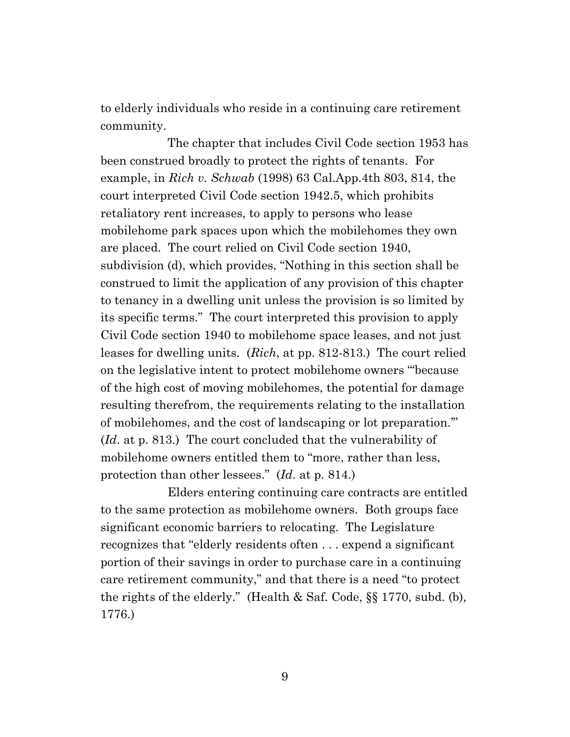to elderly individuals who reside in a continuing care retirement community.

The chapter that includes Civil Code section 1953 has been construed broadly to protect the rights of tenants. For example, in *Rich v. Schwab* (1998) 63 Cal.App.4th 803, 814, the court interpreted Civil Code section 1942.5, which prohibits retaliatory rent increases, to apply to persons who lease mobilehome park spaces upon which the mobilehomes they own are placed. The court relied on Civil Code section 1940, subdivision (d), which provides, "Nothing in this section shall be construed to limit the application of any provision of this chapter to tenancy in a dwelling unit unless the provision is so limited by its specific terms." The court interpreted this provision to apply Civil Code section 1940 to mobilehome space leases, and not just leases for dwelling units. (*Rich*, at pp. 812-813.) The court relied on the legislative intent to protect mobilehome owners "'because of the high cost of moving mobilehomes, the potential for damage resulting therefrom, the requirements relating to the installation of mobilehomes, and the cost of landscaping or lot preparation.'" (*Id*. at p. 813.) The court concluded that the vulnerability of mobilehome owners entitled them to "more, rather than less, protection than other lessees." (*Id*. at p. 814.)

Elders entering continuing care contracts are entitled to the same protection as mobilehome owners. Both groups face significant economic barriers to relocating. The Legislature recognizes that "elderly residents often . . . expend a significant portion of their savings in order to purchase care in a continuing care retirement community," and that there is a need "to protect the rights of the elderly." (Health & Saf. Code, §§ 1770, subd. (b), 1776.)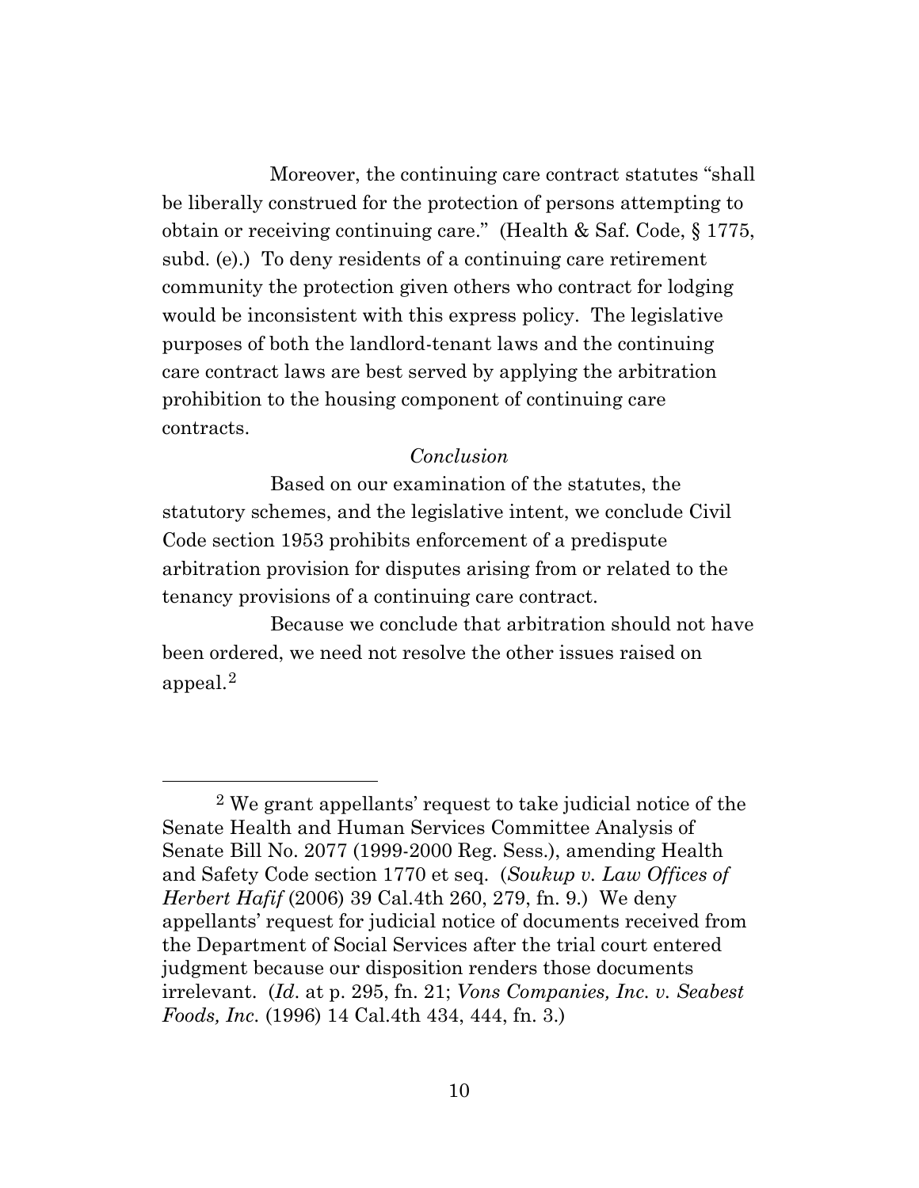Moreover, the continuing care contract statutes "shall be liberally construed for the protection of persons attempting to obtain or receiving continuing care." (Health & Saf. Code, § 1775, subd. (e).) To deny residents of a continuing care retirement community the protection given others who contract for lodging would be inconsistent with this express policy. The legislative purposes of both the landlord-tenant laws and the continuing care contract laws are best served by applying the arbitration prohibition to the housing component of continuing care contracts.

*Conclusion*

Based on our examination of the statutes, the statutory schemes, and the legislative intent, we conclude Civil Code section 1953 prohibits enforcement of a predispute arbitration provision for disputes arising from or related to the tenancy provisions of a continuing care contract.

Because we conclude that arbitration should not have been ordered, we need not resolve the other issues raised on appeal.[2]

---

[2] We grant appellants' request to take judicial notice of the Senate Health and Human Services Committee Analysis of Senate Bill No. 2077 (1999-2000 Reg. Sess.), amending Health and Safety Code section 1770 et seq. (*Soukup v. Law Offices of Herbert Hafif* (2006) 39 Cal.4th 260, 279, fn. 9.) We deny appellants' request for judicial notice of documents received from the Department of Social Services after the trial court entered judgment because our disposition renders those documents irrelevant. (*Id*. at p. 295, fn. 21; *Vons Companies, Inc. v. Seabest Foods, Inc.* (1996) 14 Cal.4th 434, 444, fn. 3.)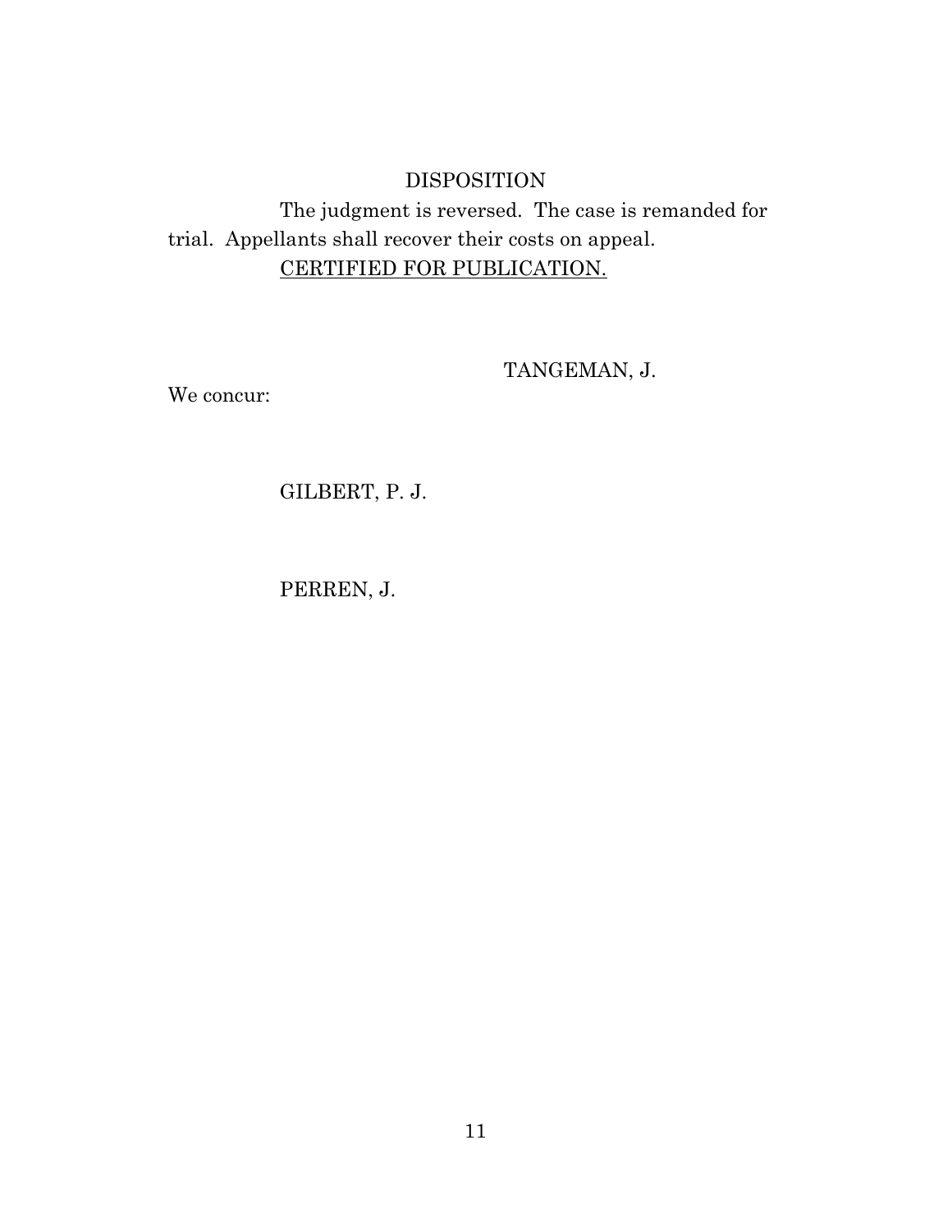## DISPOSITION

The judgment is reversed. The case is remanded for trial. Appellants shall recover their costs on appeal.

CERTIFIED FOR PUBLICATION.

TANGEMAN, J.

We concur:

GILBERT, P. J.

PERREN, J.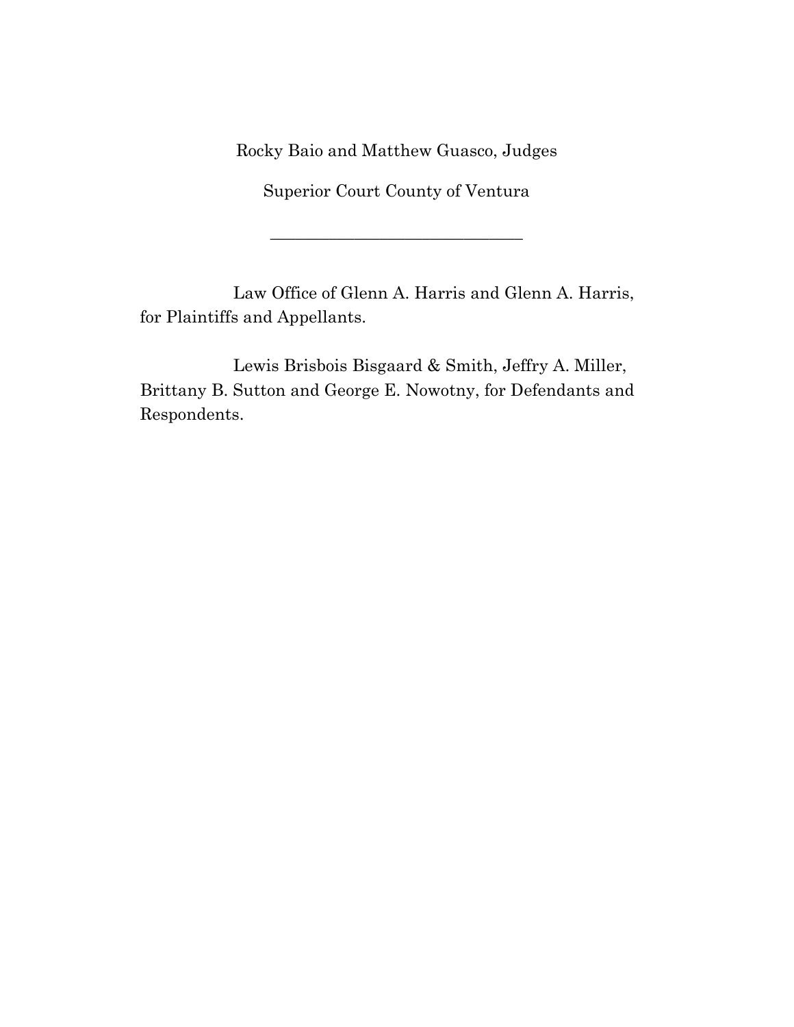Rocky Baio and Matthew Guasco, Judges

Superior Court County of Ventura

______________________________

Law Office of Glenn A. Harris and Glenn A. Harris, for Plaintiffs and Appellants.

Lewis Brisbois Bisgaard & Smith, Jeffry A. Miller, Brittany B. Sutton and George E. Nowotny, for Defendants and Respondents.